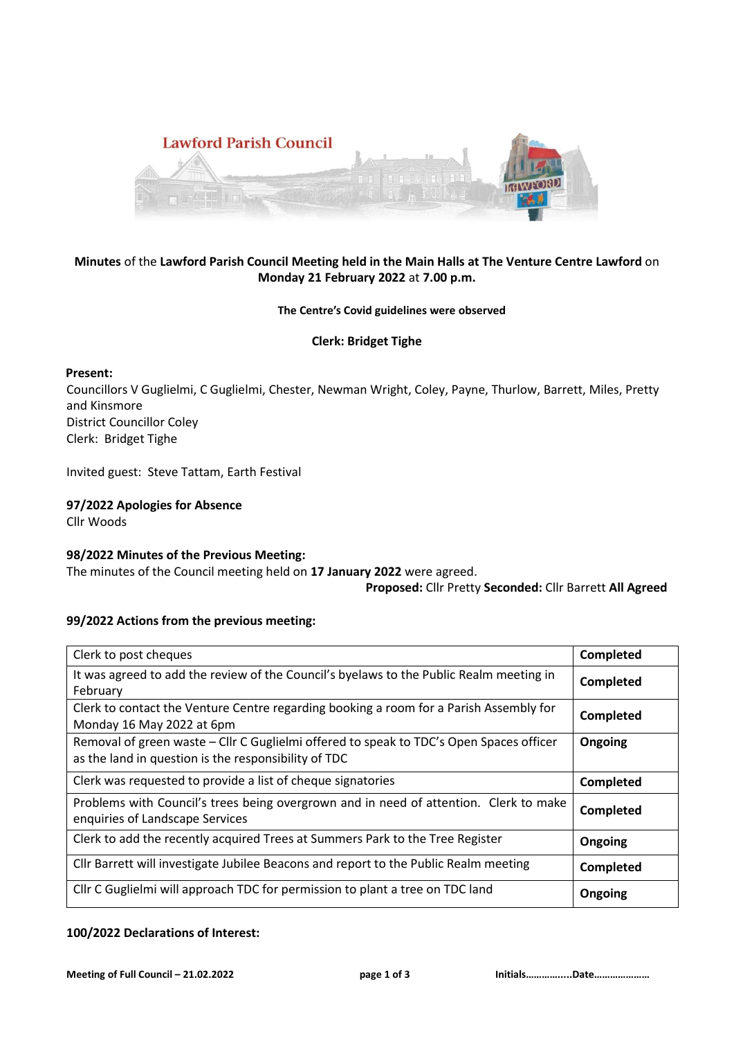**Lawford Parish Council**

**Minutes** of the **Lawford Parish Council Meeting held in the Main Halls at The Venture Centre Lawford** on **Monday 21 February 2022** at **7.00 p.m.**

**The Centre's Covid guidelines were observed**

**Clerk: Bridget Tighe**

**Present:**
Councillors V Guglielmi, C Guglielmi, Chester, Newman Wright, Coley, Payne, Thurlow, Barrett, Miles, Pretty and Kinsmore
District Councillor Coley
Clerk: Bridget Tighe

Invited guest: Steve Tattam, Earth Festival

### 97/2022 Apologies for Absence

Cllr Woods

### 98/2022 Minutes of the Previous Meeting:

The minutes of the Council meeting held on **17 January 2022** were agreed.

**Proposed:** Cllr Pretty **Seconded:** Cllr Barrett **All Agreed**

### 99/2022 Actions from the previous meeting:

| Action | Status |
|---|---|
| Clerk to post cheques | **Completed** |
| It was agreed to add the review of the Council's byelaws to the Public Realm meeting in February | **Completed** |
| Clerk to contact the Venture Centre regarding booking a room for a Parish Assembly for Monday 16 May 2022 at 6pm | **Completed** |
| Removal of green waste – Cllr C Guglielmi offered to speak to TDC's Open Spaces officer as the land in question is the responsibility of TDC | **Ongoing** |
| Clerk was requested to provide a list of cheque signatories | **Completed** |
| Problems with Council's trees being overgrown and in need of attention. Clerk to make enquiries of Landscape Services | **Completed** |
| Clerk to add the recently acquired Trees at Summers Park to the Tree Register | **Ongoing** |
| Cllr Barrett will investigate Jubilee Beacons and report to the Public Realm meeting | **Completed** |
| Cllr C Guglielmi will approach TDC for permission to plant a tree on TDC land | **Ongoing** |

### 100/2022 Declarations of Interest: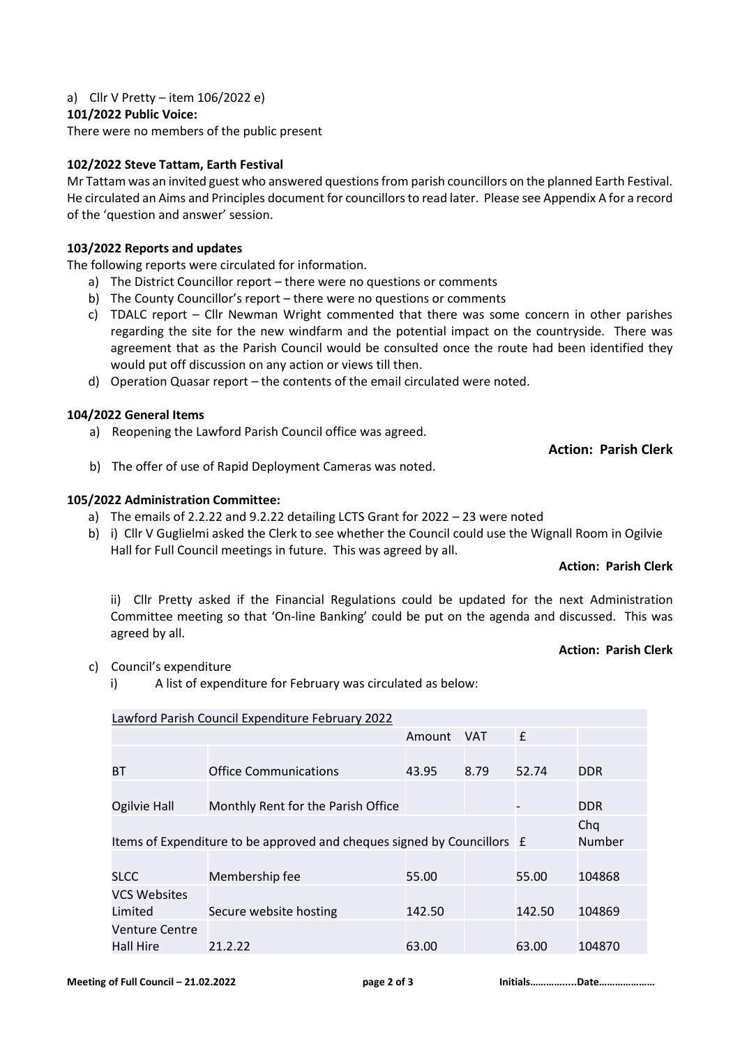a) Cllr V Pretty – item 106/2022 e)

**101/2022 Public Voice:**

There were no members of the public present

**102/2022 Steve Tattam, Earth Festival**

Mr Tattam was an invited guest who answered questions from parish councillors on the planned Earth Festival. He circulated an Aims and Principles document for councillors to read later. Please see Appendix A for a record of the 'question and answer' session.

**103/2022 Reports and updates**

The following reports were circulated for information.

a) The District Councillor report – there were no questions or comments
b) The County Councillor's report – there were no questions or comments
c) TDALC report – Cllr Newman Wright commented that there was some concern in other parishes regarding the site for the new windfarm and the potential impact on the countryside. There was agreement that as the Parish Council would be consulted once the route had been identified they would put off discussion on any action or views till then.
d) Operation Quasar report – the contents of the email circulated were noted.

**104/2022 General Items**

a) Reopening the Lawford Parish Council office was agreed.

**Action: Parish Clerk**

b) The offer of use of Rapid Deployment Cameras was noted.

**105/2022 Administration Committee:**

a) The emails of 2.2.22 and 9.2.22 detailing LCTS Grant for 2022 – 23 were noted
b) i) Cllr V Guglielmi asked the Clerk to see whether the Council could use the Wignall Room in Ogilvie Hall for Full Council meetings in future. This was agreed by all.

**Action: Parish Clerk**

ii) Cllr Pretty asked if the Financial Regulations could be updated for the next Administration Committee meeting so that 'On-line Banking' could be put on the agenda and discussed. This was agreed by all.

**Action: Parish Clerk**

c) Council's expenditure
   i) A list of expenditure for February was circulated as below:

| Lawford Parish Council Expenditure February 2022 | | | | | |
|---|---|---|---|---|---|
| | | Amount | VAT | £ | |
| BT | Office Communications | 43.95 | 8.79 | 52.74 | DDR |
| Ogilvie Hall | Monthly Rent for the Parish Office | | | - | DDR |
| Items of Expenditure to be approved and cheques signed by Councillors | | | | £ | Chq Number |
| SLCC | Membership fee | 55.00 | | 55.00 | 104868 |
| VCS Websites Limited | Secure website hosting | 142.50 | | 142.50 | 104869 |
| Venture Centre Hall Hire | 21.2.22 | 63.00 | | 63.00 | 104870 |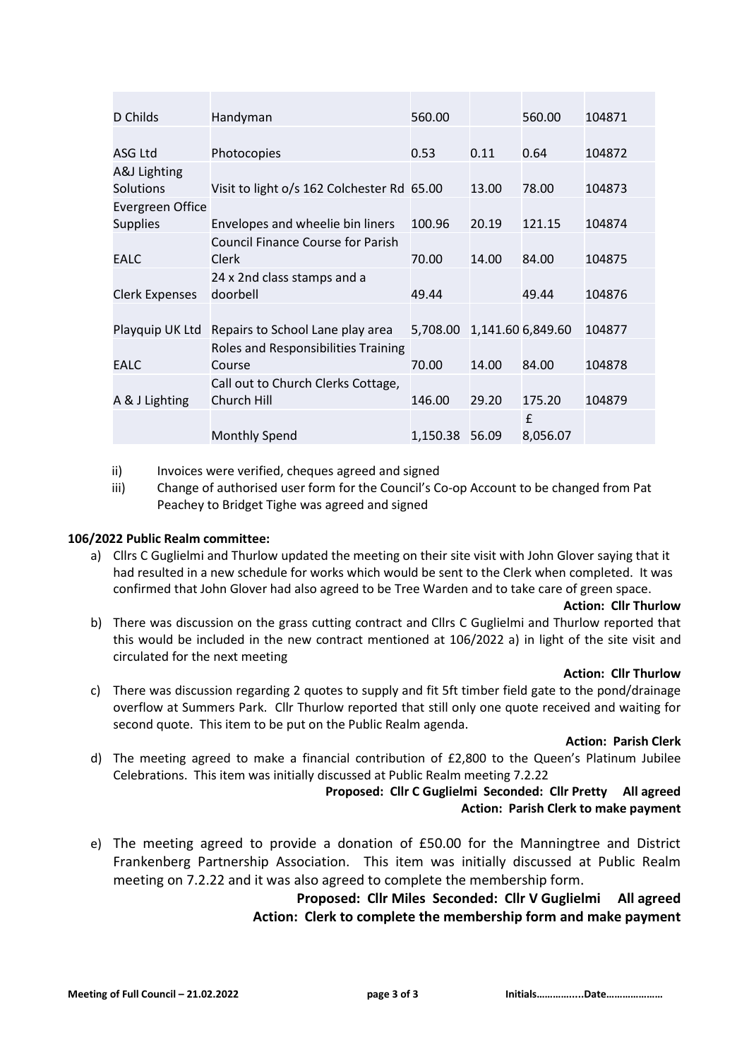| D Childs | Handyman | 560.00 | | 560.00 | 104871 |
|---|---|---|---|---|---|
| ASG Ltd | Photocopies | 0.53 | 0.11 | 0.64 | 104872 |
| A&J Lighting Solutions | Visit to light o/s 162 Colchester Rd | 65.00 | 13.00 | 78.00 | 104873 |
| Evergreen Office Supplies | Envelopes and wheelie bin liners | 100.96 | 20.19 | 121.15 | 104874 |
| EALC | Council Finance Course for Parish Clerk | 70.00 | 14.00 | 84.00 | 104875 |
| Clerk Expenses | 24 x 2nd class stamps and a doorbell | 49.44 | | 49.44 | 104876 |
| Playquip UK Ltd | Repairs to School Lane play area | 5,708.00 | 1,141.60 | 6,849.60 | 104877 |
| EALC | Roles and Responsibilities Training Course | 70.00 | 14.00 | 84.00 | 104878 |
| A & J Lighting | Call out to Church Clerks Cottage, Church Hill | 146.00 | 29.20 | 175.20 | 104879 |
| | Monthly Spend | 1,150.38 | 56.09 | £ 8,056.07 | |

ii) Invoices were verified, cheques agreed and signed

iii) Change of authorised user form for the Council's Co-op Account to be changed from Pat Peachey to Bridget Tighe was agreed and signed

**106/2022 Public Realm committee:**

a) Cllrs C Guglielmi and Thurlow updated the meeting on their site visit with John Glover saying that it had resulted in a new schedule for works which would be sent to the Clerk when completed. It was confirmed that John Glover had also agreed to be Tree Warden and to take care of green space.

**Action: Cllr Thurlow**

b) There was discussion on the grass cutting contract and Cllrs C Guglielmi and Thurlow reported that this would be included in the new contract mentioned at 106/2022 a) in light of the site visit and circulated for the next meeting

**Action: Cllr Thurlow**

c) There was discussion regarding 2 quotes to supply and fit 5ft timber field gate to the pond/drainage overflow at Summers Park. Cllr Thurlow reported that still only one quote received and waiting for second quote. This item to be put on the Public Realm agenda.

**Action: Parish Clerk**

d) The meeting agreed to make a financial contribution of £2,800 to the Queen's Platinum Jubilee Celebrations. This item was initially discussed at Public Realm meeting 7.2.22

**Proposed: Cllr C Guglielmi Seconded: Cllr Pretty All agreed**
**Action: Parish Clerk to make payment**

e) The meeting agreed to provide a donation of £50.00 for the Manningtree and District Frankenberg Partnership Association. This item was initially discussed at Public Realm meeting on 7.2.22 and it was also agreed to complete the membership form.

**Proposed: Cllr Miles Seconded: Cllr V Guglielmi All agreed**
**Action: Clerk to complete the membership form and make payment**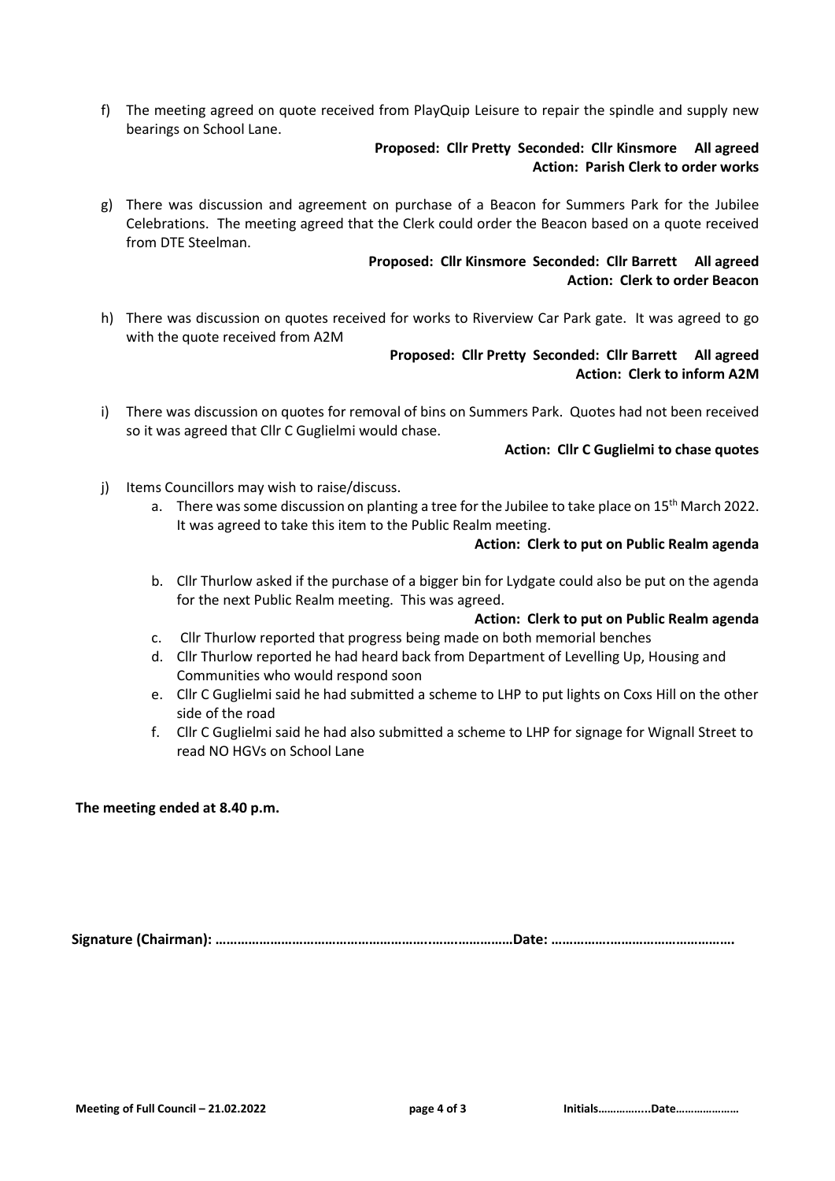f) The meeting agreed on quote received from PlayQuip Leisure to repair the spindle and supply new bearings on School Lane.

**Proposed: Cllr Pretty Seconded: Cllr Kinsmore All agreed**
**Action: Parish Clerk to order works**

g) There was discussion and agreement on purchase of a Beacon for Summers Park for the Jubilee Celebrations. The meeting agreed that the Clerk could order the Beacon based on a quote received from DTE Steelman.

**Proposed: Cllr Kinsmore Seconded: Cllr Barrett All agreed**
**Action: Clerk to order Beacon**

h) There was discussion on quotes received for works to Riverview Car Park gate. It was agreed to go with the quote received from A2M

**Proposed: Cllr Pretty Seconded: Cllr Barrett All agreed**
**Action: Clerk to inform A2M**

i) There was discussion on quotes for removal of bins on Summers Park. Quotes had not been received so it was agreed that Cllr C Guglielmi would chase.

**Action: Cllr C Guglielmi to chase quotes**

j) Items Councillors may wish to raise/discuss.
   a. There was some discussion on planting a tree for the Jubilee to take place on 15th March 2022. It was agreed to take this item to the Public Realm meeting.

   **Action: Clerk to put on Public Realm agenda**

   b. Cllr Thurlow asked if the purchase of a bigger bin for Lydgate could also be put on the agenda for the next Public Realm meeting. This was agreed.

   **Action: Clerk to put on Public Realm agenda**

   c. Cllr Thurlow reported that progress being made on both memorial benches
   d. Cllr Thurlow reported he had heard back from Department of Levelling Up, Housing and Communities who would respond soon
   e. Cllr C Guglielmi said he had submitted a scheme to LHP to put lights on Coxs Hill on the other side of the road
   f. Cllr C Guglielmi said he had also submitted a scheme to LHP for signage for Wignall Street to read NO HGVs on School Lane

**The meeting ended at 8.40 p.m.**

**Signature (Chairman): ……………………………………………………..……..……………Date: …………….………………………….**

**Meeting of Full Council – 21.02.2022** **Initials……………...Date…………………**